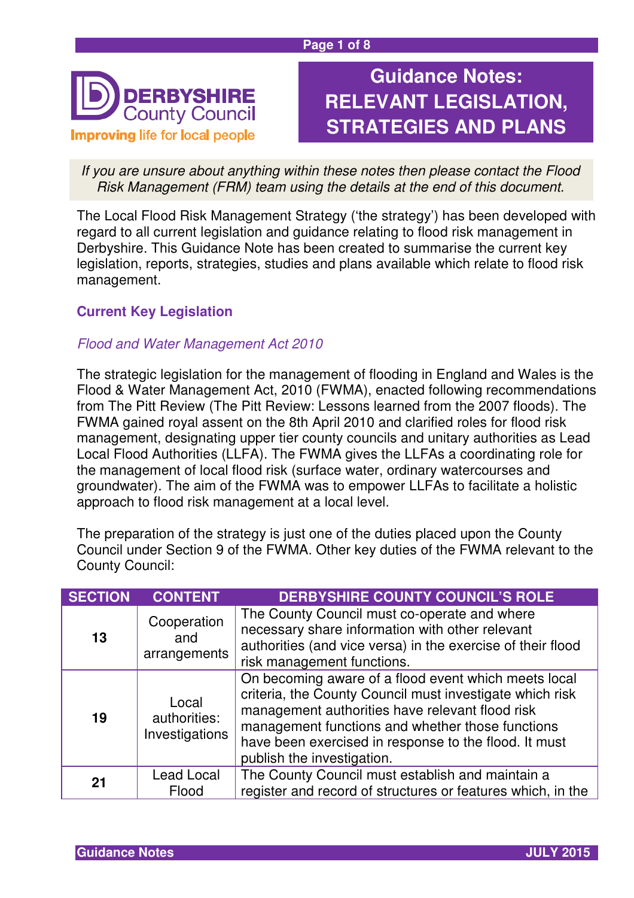# Guidance Notes: RELEVANT LEGISLATION, STRATEGIES AND PLANS

*If you are unsure about anything within these notes then please contact the Flood Risk Management (FRM) team using the details at the end of this document.*

The Local Flood Risk Management Strategy ('the strategy') has been developed with regard to all current legislation and guidance relating to flood risk management in Derbyshire. This Guidance Note has been created to summarise the current key legislation, reports, strategies, studies and plans available which relate to flood risk management.

## Current Key Legislation

### *Flood and Water Management Act 2010*

The strategic legislation for the management of flooding in England and Wales is the Flood & Water Management Act, 2010 (FWMA), enacted following recommendations from The Pitt Review (The Pitt Review: Lessons learned from the 2007 floods). The FWMA gained royal assent on the 8th April 2010 and clarified roles for flood risk management, designating upper tier county councils and unitary authorities as Lead Local Flood Authorities (LLFA). The FWMA gives the LLFAs a coordinating role for the management of local flood risk (surface water, ordinary watercourses and groundwater). The aim of the FWMA was to empower LLFAs to facilitate a holistic approach to flood risk management at a local level.

The preparation of the strategy is just one of the duties placed upon the County Council under Section 9 of the FWMA. Other key duties of the FWMA relevant to the County Council:

| SECTION | CONTENT | DERBYSHIRE COUNTY COUNCIL'S ROLE |
|---|---|---|
| 13 | Cooperation and arrangements | The County Council must co-operate and where necessary share information with other relevant authorities (and vice versa) in the exercise of their flood risk management functions. |
| 19 | Local authorities: Investigations | On becoming aware of a flood event which meets local criteria, the County Council must investigate which risk management authorities have relevant flood risk management functions and whether those functions have been exercised in response to the flood. It must publish the investigation. |
| 21 | Lead Local Flood | The County Council must establish and maintain a register and record of structures or features which, in the |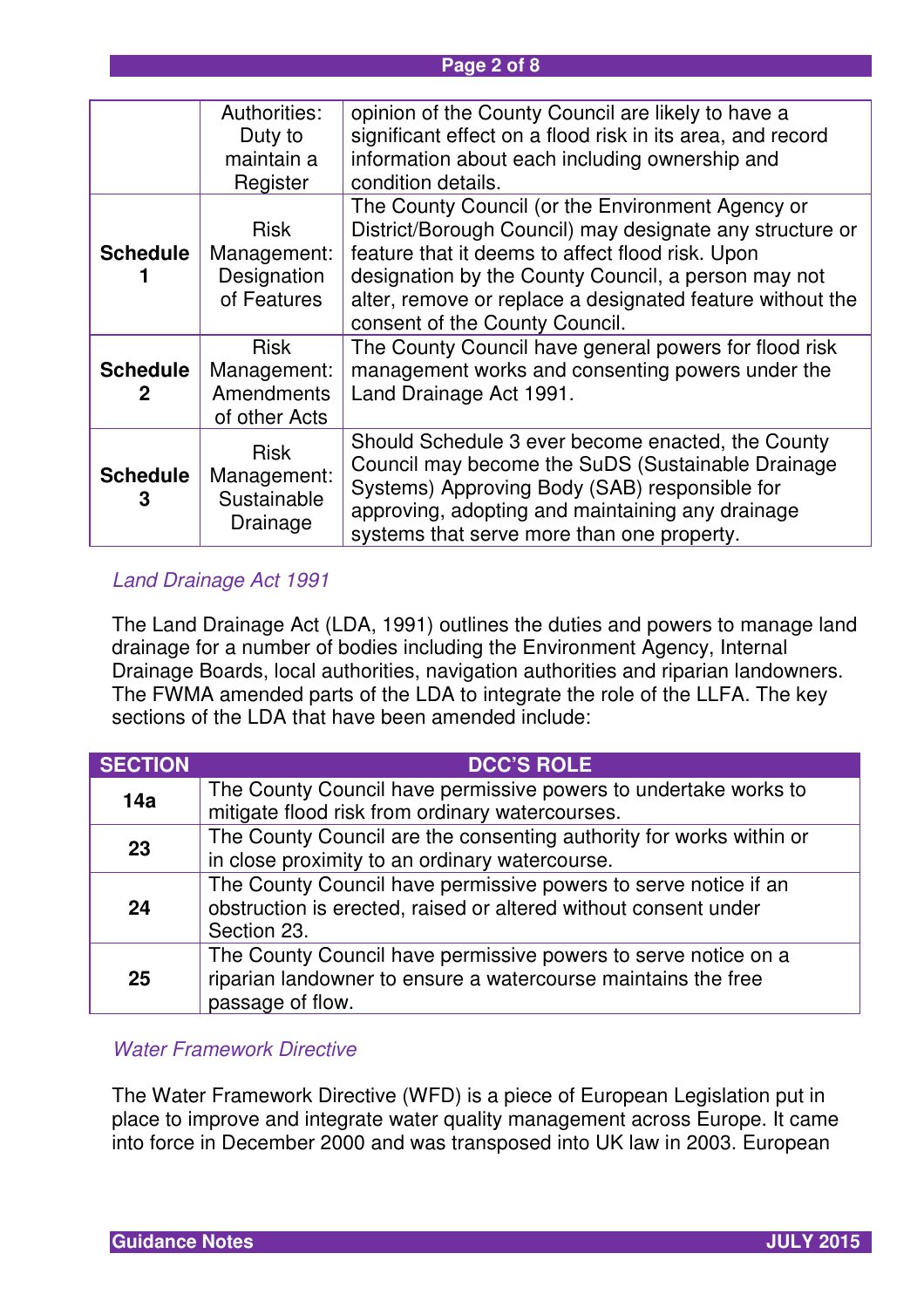| | | |
|---|---|---|
| | Authorities: Duty to maintain a Register | opinion of the County Council are likely to have a significant effect on a flood risk in its area, and record information about each including ownership and condition details. |
| **Schedule 1** | Risk Management: Designation of Features | The County Council (or the Environment Agency or District/Borough Council) may designate any structure or feature that it deems to affect flood risk. Upon designation by the County Council, a person may not alter, remove or replace a designated feature without the consent of the County Council. |
| **Schedule 2** | Risk Management: Amendments of other Acts | The County Council have general powers for flood risk management works and consenting powers under the Land Drainage Act 1991. |
| **Schedule 3** | Risk Management: Sustainable Drainage | Should Schedule 3 ever become enacted, the County Council may become the SuDS (Sustainable Drainage Systems) Approving Body (SAB) responsible for approving, adopting and maintaining any drainage systems that serve more than one property. |

### *Land Drainage Act 1991*

The Land Drainage Act (LDA, 1991) outlines the duties and powers to manage land drainage for a number of bodies including the Environment Agency, Internal Drainage Boards, local authorities, navigation authorities and riparian landowners. The FWMA amended parts of the LDA to integrate the role of the LLFA. The key sections of the LDA that have been amended include:

| SECTION | DCC'S ROLE |
|---|---|
| **14a** | The County Council have permissive powers to undertake works to mitigate flood risk from ordinary watercourses. |
| **23** | The County Council are the consenting authority for works within or in close proximity to an ordinary watercourse. |
| **24** | The County Council have permissive powers to serve notice if an obstruction is erected, raised or altered without consent under Section 23. |
| **25** | The County Council have permissive powers to serve notice on a riparian landowner to ensure a watercourse maintains the free passage of flow. |

### *Water Framework Directive*

The Water Framework Directive (WFD) is a piece of European Legislation put in place to improve and integrate water quality management across Europe. It came into force in December 2000 and was transposed into UK law in 2003. European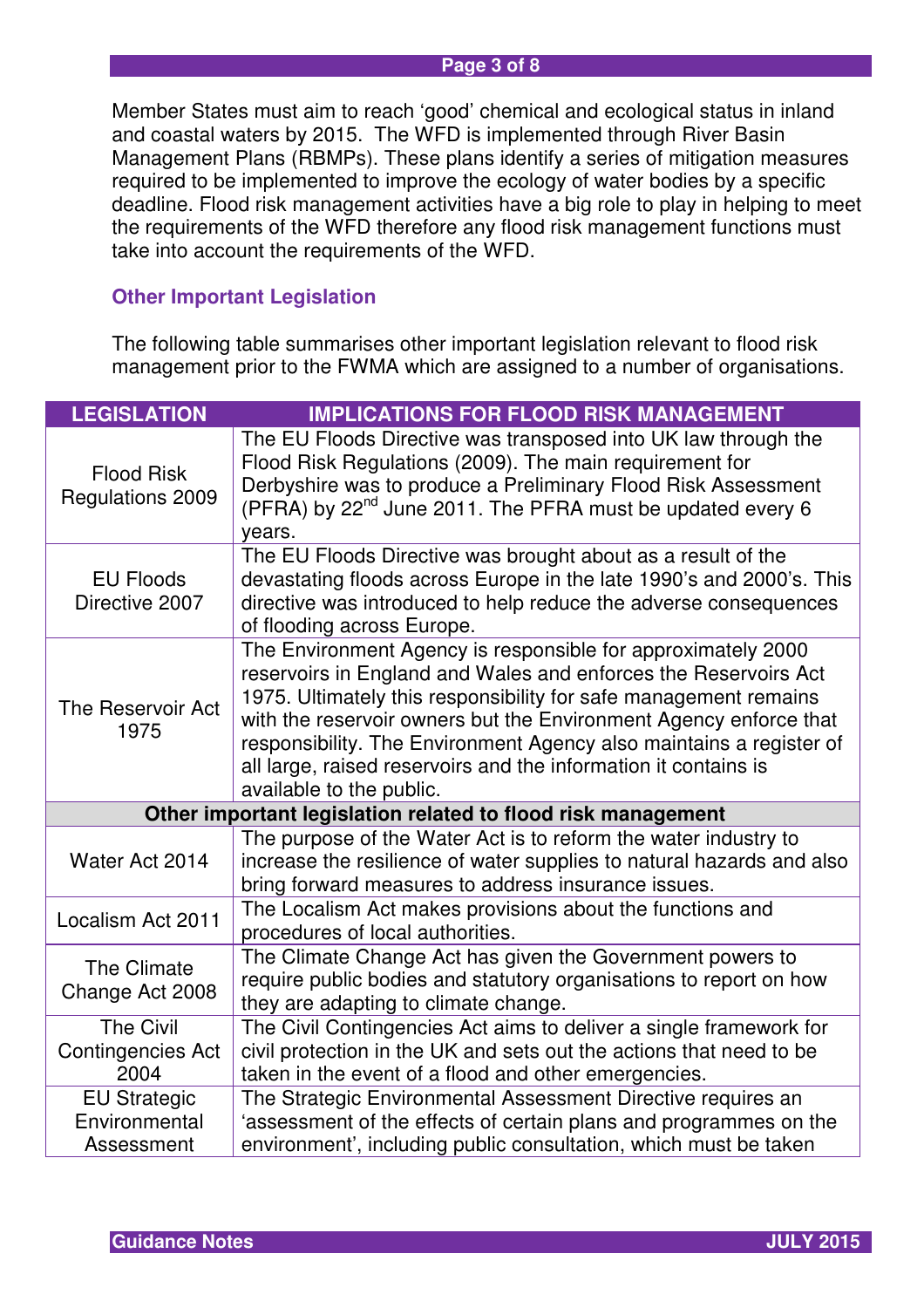Member States must aim to reach 'good' chemical and ecological status in inland and coastal waters by 2015. The WFD is implemented through River Basin Management Plans (RBMPs). These plans identify a series of mitigation measures required to be implemented to improve the ecology of water bodies by a specific deadline. Flood risk management activities have a big role to play in helping to meet the requirements of the WFD therefore any flood risk management functions must take into account the requirements of the WFD.

### Other Important Legislation

The following table summarises other important legislation relevant to flood risk management prior to the FWMA which are assigned to a number of organisations.

| LEGISLATION | IMPLICATIONS FOR FLOOD RISK MANAGEMENT |
|---|---|
| Flood Risk Regulations 2009 | The EU Floods Directive was transposed into UK law through the Flood Risk Regulations (2009). The main requirement for Derbyshire was to produce a Preliminary Flood Risk Assessment (PFRA) by 22nd June 2011. The PFRA must be updated every 6 years. |
| EU Floods Directive 2007 | The EU Floods Directive was brought about as a result of the devastating floods across Europe in the late 1990's and 2000's. This directive was introduced to help reduce the adverse consequences of flooding across Europe. |
| The Reservoir Act 1975 | The Environment Agency is responsible for approximately 2000 reservoirs in England and Wales and enforces the Reservoirs Act 1975. Ultimately this responsibility for safe management remains with the reservoir owners but the Environment Agency enforce that responsibility. The Environment Agency also maintains a register of all large, raised reservoirs and the information it contains is available to the public. |
| **Other important legislation related to flood risk management** | |
| Water Act 2014 | The purpose of the Water Act is to reform the water industry to increase the resilience of water supplies to natural hazards and also bring forward measures to address insurance issues. |
| Localism Act 2011 | The Localism Act makes provisions about the functions and procedures of local authorities. |
| The Climate Change Act 2008 | The Climate Change Act has given the Government powers to require public bodies and statutory organisations to report on how they are adapting to climate change. |
| The Civil Contingencies Act 2004 | The Civil Contingencies Act aims to deliver a single framework for civil protection in the UK and sets out the actions that need to be taken in the event of a flood and other emergencies. |
| EU Strategic Environmental Assessment | The Strategic Environmental Assessment Directive requires an 'assessment of the effects of certain plans and programmes on the environment', including public consultation, which must be taken |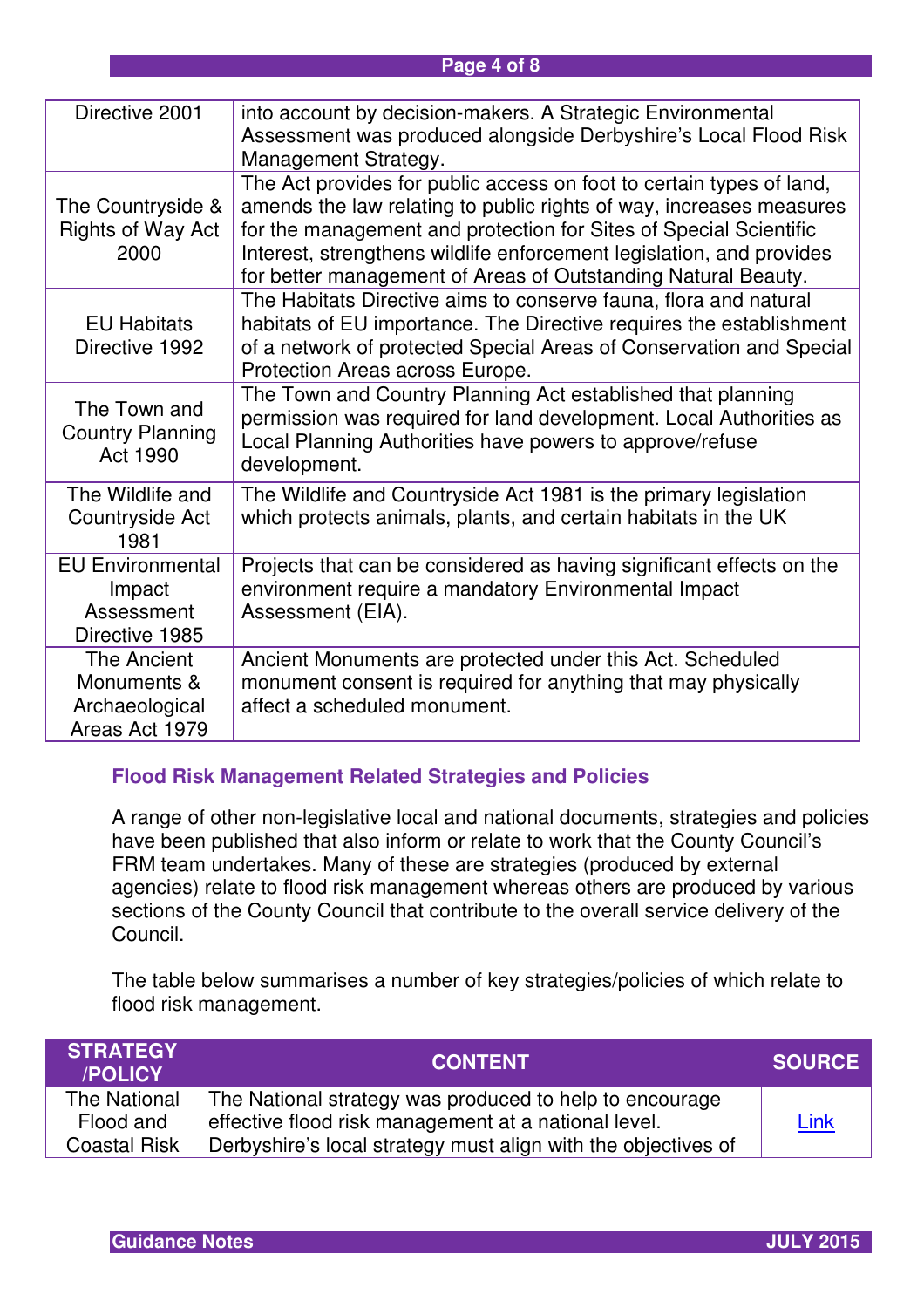| | |
|---|---|
| Directive 2001 | into account by decision-makers. A Strategic Environmental Assessment was produced alongside Derbyshire's Local Flood Risk Management Strategy. |
| The Countryside & Rights of Way Act 2000 | The Act provides for public access on foot to certain types of land, amends the law relating to public rights of way, increases measures for the management and protection for Sites of Special Scientific Interest, strengthens wildlife enforcement legislation, and provides for better management of Areas of Outstanding Natural Beauty. |
| EU Habitats Directive 1992 | The Habitats Directive aims to conserve fauna, flora and natural habitats of EU importance. The Directive requires the establishment of a network of protected Special Areas of Conservation and Special Protection Areas across Europe. |
| The Town and Country Planning Act 1990 | The Town and Country Planning Act established that planning permission was required for land development. Local Authorities as Local Planning Authorities have powers to approve/refuse development. |
| The Wildlife and Countryside Act 1981 | The Wildlife and Countryside Act 1981 is the primary legislation which protects animals, plants, and certain habitats in the UK |
| EU Environmental Impact Assessment Directive 1985 | Projects that can be considered as having significant effects on the environment require a mandatory Environmental Impact Assessment (EIA). |
| The Ancient Monuments & Archaeological Areas Act 1979 | Ancient Monuments are protected under this Act. Scheduled monument consent is required for anything that may physically affect a scheduled monument. |

### Flood Risk Management Related Strategies and Policies

A range of other non-legislative local and national documents, strategies and policies have been published that also inform or relate to work that the County Council's FRM team undertakes. Many of these are strategies (produced by external agencies) relate to flood risk management whereas others are produced by various sections of the County Council that contribute to the overall service delivery of the Council.

The table below summarises a number of key strategies/policies of which relate to flood risk management.

| STRATEGY /POLICY | CONTENT | SOURCE |
|---|---|---|
| The National Flood and Coastal Risk | The National strategy was produced to help to encourage effective flood risk management at a national level. Derbyshire's local strategy must align with the objectives of | Link |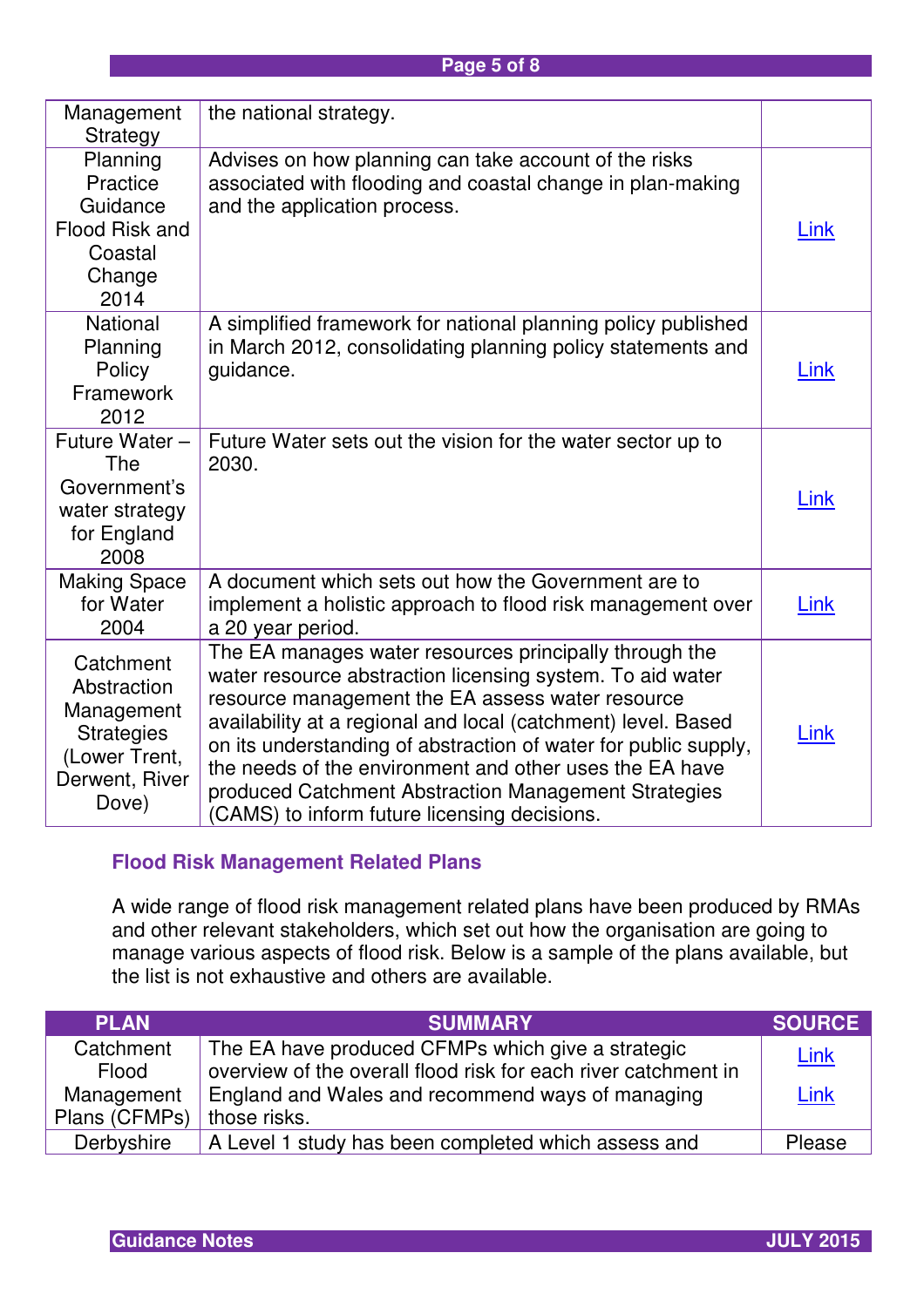| | | |
|---|---|---|
| Management Strategy | the national strategy. | |
| Planning Practice Guidance Flood Risk and Coastal Change 2014 | Advises on how planning can take account of the risks associated with flooding and coastal change in plan-making and the application process. | Link |
| National Planning Policy Framework 2012 | A simplified framework for national planning policy published in March 2012, consolidating planning policy statements and guidance. | Link |
| Future Water – The Government's water strategy for England 2008 | Future Water sets out the vision for the water sector up to 2030. | Link |
| Making Space for Water 2004 | A document which sets out how the Government are to implement a holistic approach to flood risk management over a 20 year period. | Link |
| Catchment Abstraction Management Strategies (Lower Trent, Derwent, River Dove) | The EA manages water resources principally through the water resource abstraction licensing system. To aid water resource management the EA assess water resource availability at a regional and local (catchment) level. Based on its understanding of abstraction of water for public supply, the needs of the environment and other uses the EA have produced Catchment Abstraction Management Strategies (CAMS) to inform future licensing decisions. | Link |

### Flood Risk Management Related Plans

A wide range of flood risk management related plans have been produced by RMAs and other relevant stakeholders, which set out how the organisation are going to manage various aspects of flood risk. Below is a sample of the plans available, but the list is not exhaustive and others are available.

| PLAN | SUMMARY | SOURCE |
|---|---|---|
| Catchment Flood Management Plans (CFMPs) | The EA have produced CFMPs which give a strategic overview of the overall flood risk for each river catchment in England and Wales and recommend ways of managing those risks. | Link<br>Link |
| Derbyshire | A Level 1 study has been completed which assess and | Please |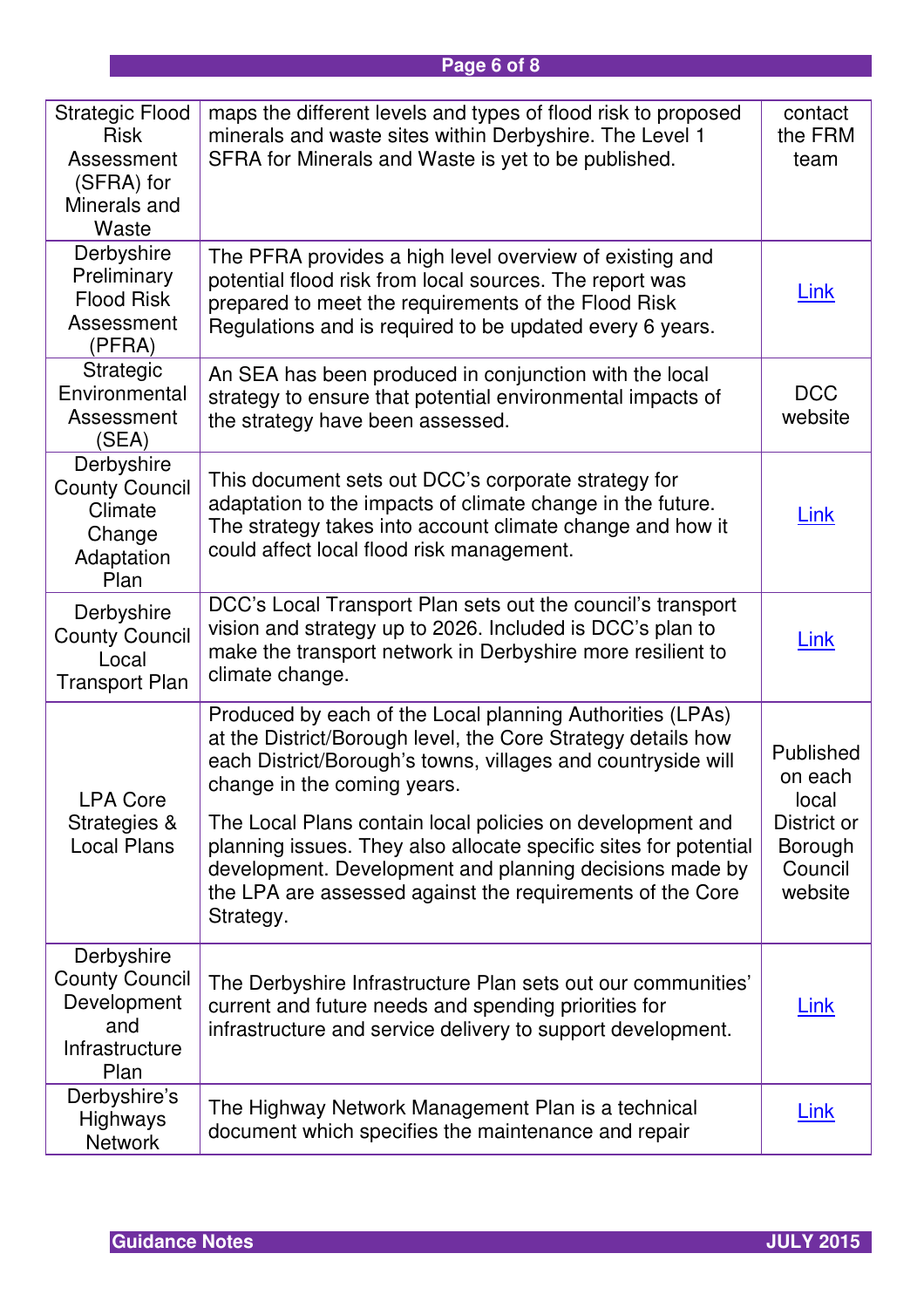| | | |
|---|---|---|
| Strategic Flood Risk Assessment (SFRA) for Minerals and Waste | maps the different levels and types of flood risk to proposed minerals and waste sites within Derbyshire. The Level 1 SFRA for Minerals and Waste is yet to be published. | contact the FRM team |
| Derbyshire Preliminary Flood Risk Assessment (PFRA) | The PFRA provides a high level overview of existing and potential flood risk from local sources. The report was prepared to meet the requirements of the Flood Risk Regulations and is required to be updated every 6 years. | Link |
| Strategic Environmental Assessment (SEA) | An SEA has been produced in conjunction with the local strategy to ensure that potential environmental impacts of the strategy have been assessed. | DCC website |
| Derbyshire County Council Climate Change Adaptation Plan | This document sets out DCC's corporate strategy for adaptation to the impacts of climate change in the future. The strategy takes into account climate change and how it could affect local flood risk management. | Link |
| Derbyshire County Council Local Transport Plan | DCC's Local Transport Plan sets out the council's transport vision and strategy up to 2026. Included is DCC's plan to make the transport network in Derbyshire more resilient to climate change. | Link |
| LPA Core Strategies & Local Plans | Produced by each of the Local planning Authorities (LPAs) at the District/Borough level, the Core Strategy details how each District/Borough's towns, villages and countryside will change in the coming years.<br><br>The Local Plans contain local policies on development and planning issues. They also allocate specific sites for potential development. Development and planning decisions made by the LPA are assessed against the requirements of the Core Strategy. | Published on each local District or Borough Council website |
| Derbyshire County Council Development and Infrastructure Plan | The Derbyshire Infrastructure Plan sets out our communities' current and future needs and spending priorities for infrastructure and service delivery to support development. | Link |
| Derbyshire's Highways Network | The Highway Network Management Plan is a technical document which specifies the maintenance and repair | Link |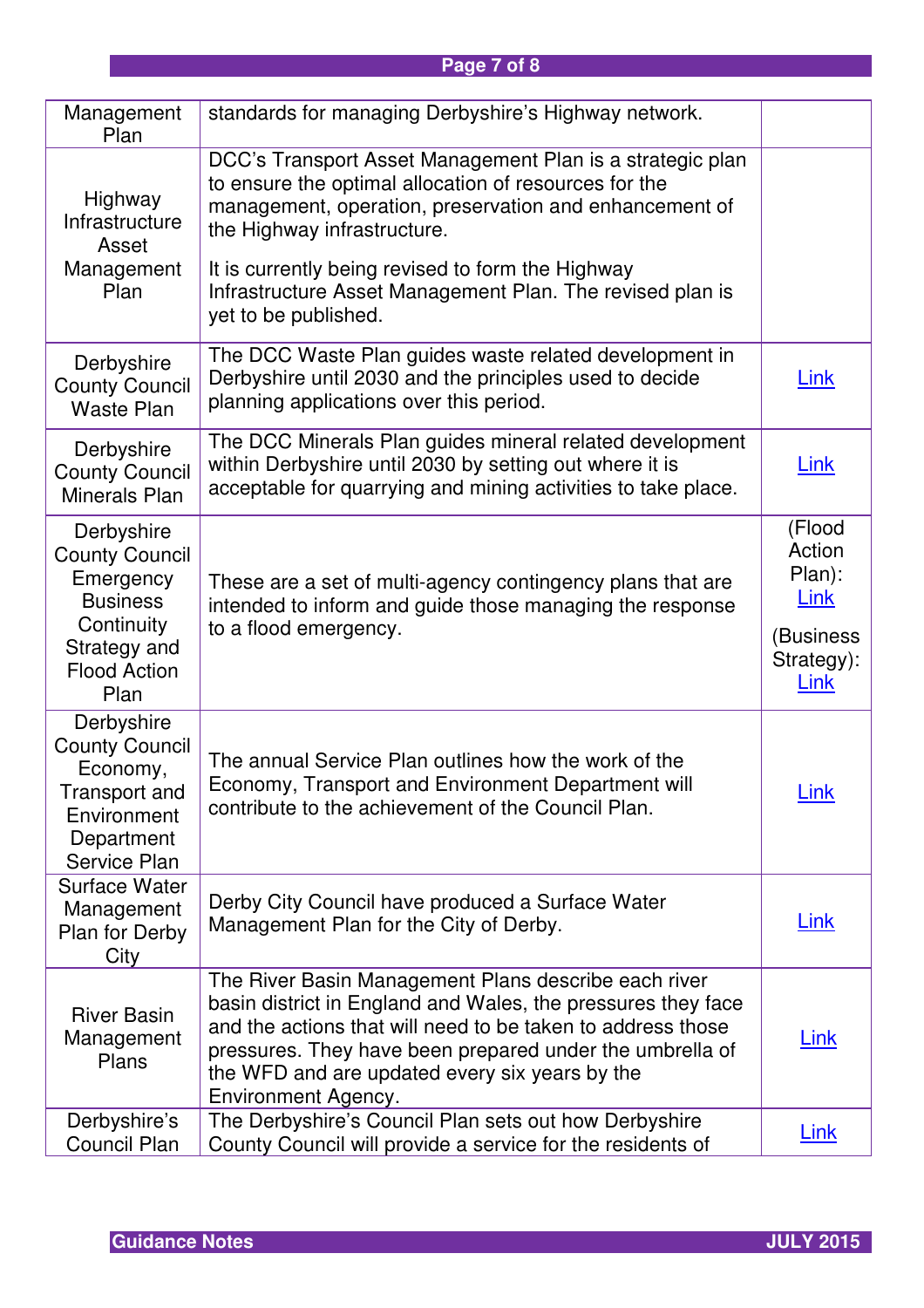| | | |
|---|---|---|
| Management Plan | standards for managing Derbyshire's Highway network. | |
| Highway Infrastructure Asset Management Plan | DCC's Transport Asset Management Plan is a strategic plan to ensure the optimal allocation of resources for the management, operation, preservation and enhancement of the Highway infrastructure.<br><br>It is currently being revised to form the Highway Infrastructure Asset Management Plan. The revised plan is yet to be published. | |
| Derbyshire County Council Waste Plan | The DCC Waste Plan guides waste related development in Derbyshire until 2030 and the principles used to decide planning applications over this period. | Link |
| Derbyshire County Council Minerals Plan | The DCC Minerals Plan guides mineral related development within Derbyshire until 2030 by setting out where it is acceptable for quarrying and mining activities to take place. | Link |
| Derbyshire County Council Emergency Business Continuity Strategy and Flood Action Plan | These are a set of multi-agency contingency plans that are intended to inform and guide those managing the response to a flood emergency. | (Flood Action Plan): Link<br><br>(Business Strategy): Link |
| Derbyshire County Council Economy, Transport and Environment Department Service Plan | The annual Service Plan outlines how the work of the Economy, Transport and Environment Department will contribute to the achievement of the Council Plan. | Link |
| Surface Water Management Plan for Derby City | Derby City Council have produced a Surface Water Management Plan for the City of Derby. | Link |
| River Basin Management Plans | The River Basin Management Plans describe each river basin district in England and Wales, the pressures they face and the actions that will need to be taken to address those pressures. They have been prepared under the umbrella of the WFD and are updated every six years by the Environment Agency. | Link |
| Derbyshire's Council Plan | The Derbyshire's Council Plan sets out how Derbyshire County Council will provide a service for the residents of | Link |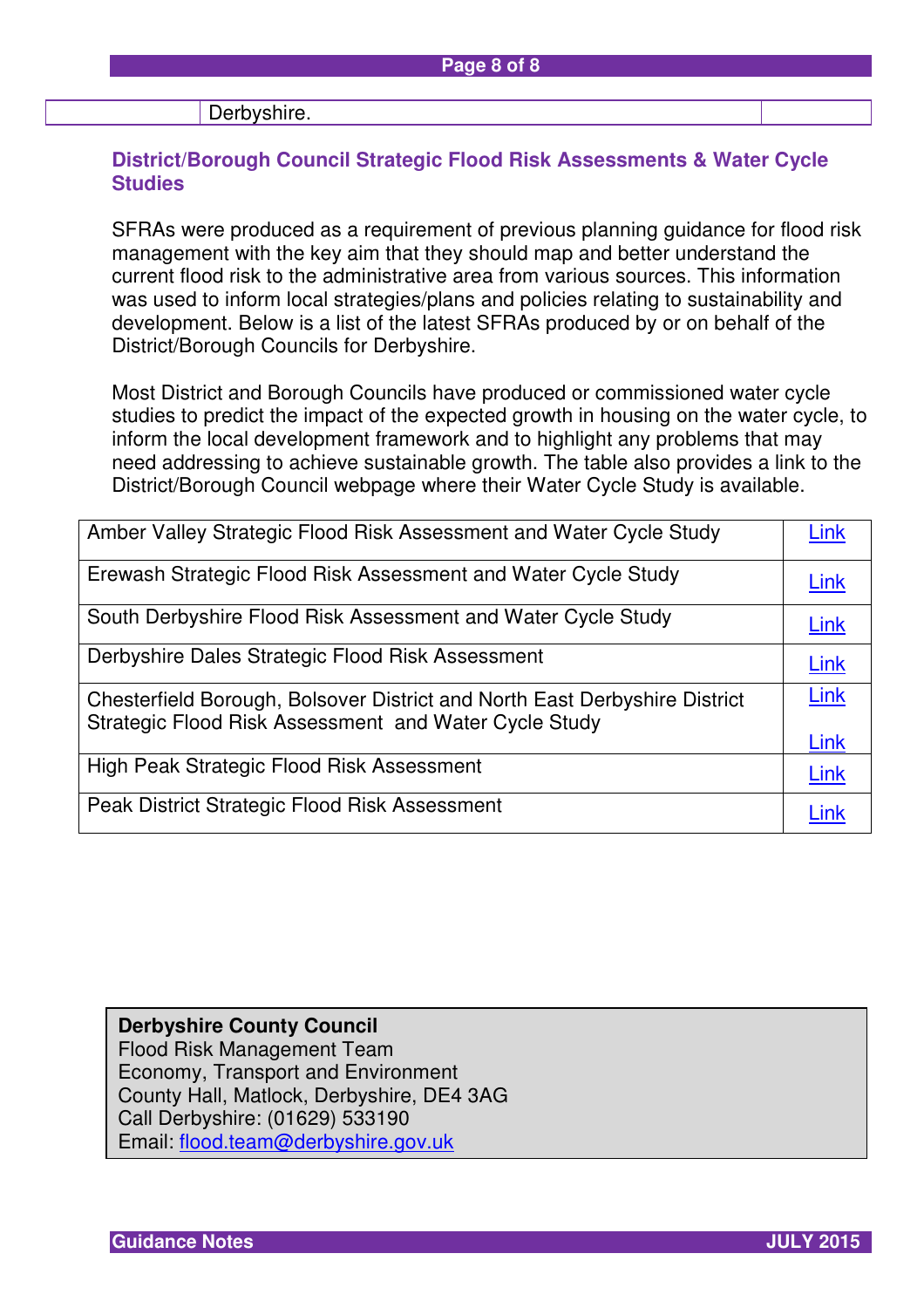| | | |
|---|---|---|
| | Derbyshire. | |

## District/Borough Council Strategic Flood Risk Assessments & Water Cycle Studies

SFRAs were produced as a requirement of previous planning guidance for flood risk management with the key aim that they should map and better understand the current flood risk to the administrative area from various sources. This information was used to inform local strategies/plans and policies relating to sustainability and development. Below is a list of the latest SFRAs produced by or on behalf of the District/Borough Councils for Derbyshire.

Most District and Borough Councils have produced or commissioned water cycle studies to predict the impact of the expected growth in housing on the water cycle, to inform the local development framework and to highlight any problems that may need addressing to achieve sustainable growth. The table also provides a link to the District/Borough Council webpage where their Water Cycle Study is available.

| | |
|---|---|
| Amber Valley Strategic Flood Risk Assessment and Water Cycle Study | Link |
| Erewash Strategic Flood Risk Assessment and Water Cycle Study | Link |
| South Derbyshire Flood Risk Assessment and Water Cycle Study | Link |
| Derbyshire Dales Strategic Flood Risk Assessment | Link |
| Chesterfield Borough, Bolsover District and North East Derbyshire District Strategic Flood Risk Assessment and Water Cycle Study | Link<br>Link |
| High Peak Strategic Flood Risk Assessment | Link |
| Peak District Strategic Flood Risk Assessment | Link |

**Derbyshire County Council**
Flood Risk Management Team
Economy, Transport and Environment
County Hall, Matlock, Derbyshire, DE4 3AG
Call Derbyshire: (01629) 533190
Email: flood.team@derbyshire.gov.uk